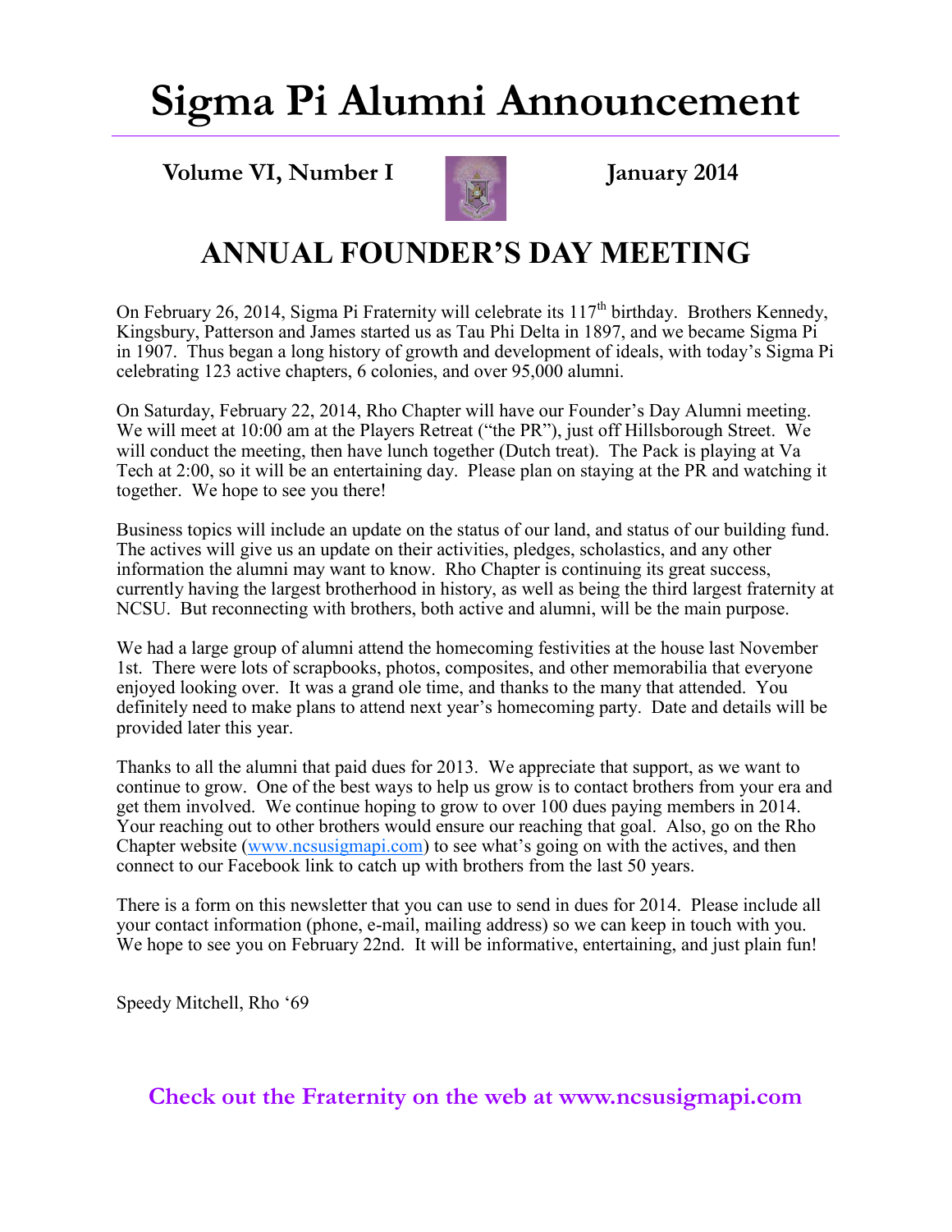# Sigma Pi Alumni Announcement

**Volume VI, Number I** **January 2014**

## ANNUAL FOUNDER'S DAY MEETING

On February 26, 2014, Sigma Pi Fraternity will celebrate its 117th birthday. Brothers Kennedy, Kingsbury, Patterson and James started us as Tau Phi Delta in 1897, and we became Sigma Pi in 1907. Thus began a long history of growth and development of ideals, with today's Sigma Pi celebrating 123 active chapters, 6 colonies, and over 95,000 alumni.

On Saturday, February 22, 2014, Rho Chapter will have our Founder's Day Alumni meeting. We will meet at 10:00 am at the Players Retreat ("the PR"), just off Hillsborough Street. We will conduct the meeting, then have lunch together (Dutch treat). The Pack is playing at Va Tech at 2:00, so it will be an entertaining day. Please plan on staying at the PR and watching it together. We hope to see you there!

Business topics will include an update on the status of our land, and status of our building fund. The actives will give us an update on their activities, pledges, scholastics, and any other information the alumni may want to know. Rho Chapter is continuing its great success, currently having the largest brotherhood in history, as well as being the third largest fraternity at NCSU. But reconnecting with brothers, both active and alumni, will be the main purpose.

We had a large group of alumni attend the homecoming festivities at the house last November 1st. There were lots of scrapbooks, photos, composites, and other memorabilia that everyone enjoyed looking over. It was a grand ole time, and thanks to the many that attended. You definitely need to make plans to attend next year's homecoming party. Date and details will be provided later this year.

Thanks to all the alumni that paid dues for 2013. We appreciate that support, as we want to continue to grow. One of the best ways to help us grow is to contact brothers from your era and get them involved. We continue hoping to grow to over 100 dues paying members in 2014. Your reaching out to other brothers would ensure our reaching that goal. Also, go on the Rho Chapter website (www.ncsusigmapi.com) to see what's going on with the actives, and then connect to our Facebook link to catch up with brothers from the last 50 years.

There is a form on this newsletter that you can use to send in dues for 2014. Please include all your contact information (phone, e-mail, mailing address) so we can keep in touch with you. We hope to see you on February 22nd. It will be informative, entertaining, and just plain fun!

Speedy Mitchell, Rho '69

**Check out the Fraternity on the web at www.ncsusigmapi.com**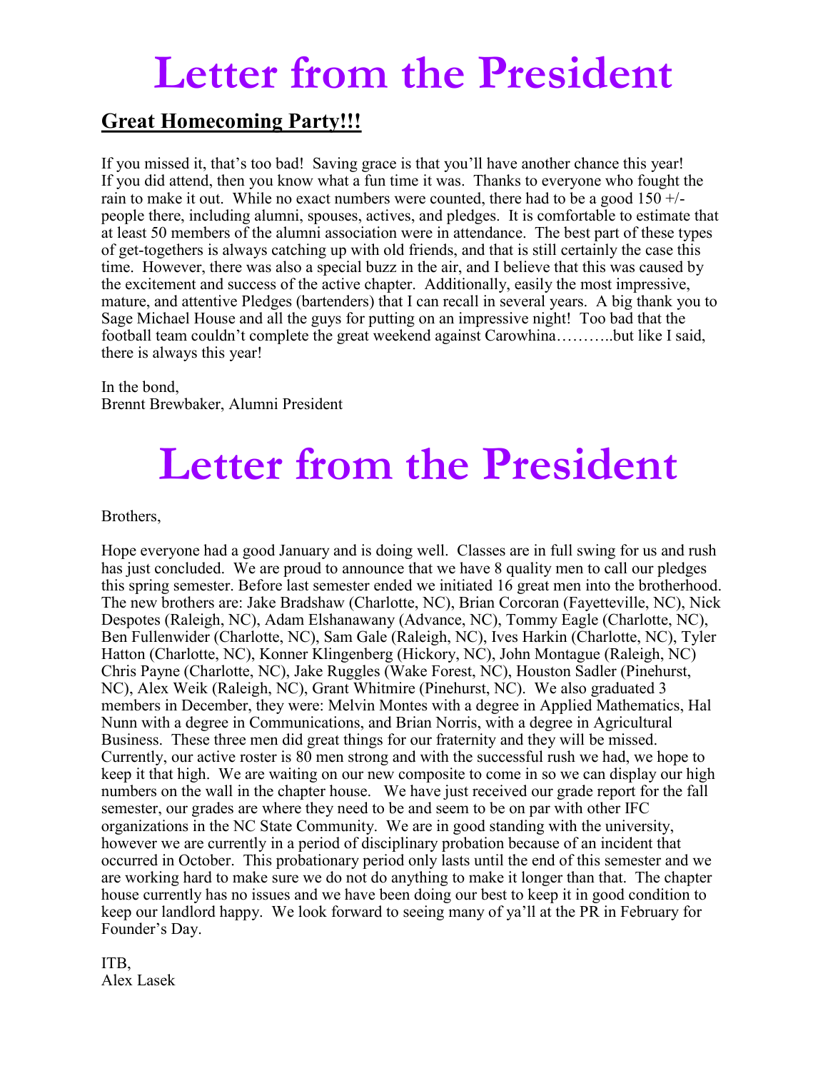# Letter from the President

## Great Homecoming Party!!!

If you missed it, that's too bad! Saving grace is that you'll have another chance this year! If you did attend, then you know what a fun time it was. Thanks to everyone who fought the rain to make it out. While no exact numbers were counted, there had to be a good 150 +/- people there, including alumni, spouses, actives, and pledges. It is comfortable to estimate that at least 50 members of the alumni association were in attendance. The best part of these types of get-togethers is always catching up with old friends, and that is still certainly the case this time. However, there was also a special buzz in the air, and I believe that this was caused by the excitement and success of the active chapter. Additionally, easily the most impressive, mature, and attentive Pledges (bartenders) that I can recall in several years. A big thank you to Sage Michael House and all the guys for putting on an impressive night! Too bad that the football team couldn't complete the great weekend against Carowhina………..but like I said, there is always this year!

In the bond,
Brennt Brewbaker, Alumni President

# Letter from the President

Brothers,

Hope everyone had a good January and is doing well. Classes are in full swing for us and rush has just concluded. We are proud to announce that we have 8 quality men to call our pledges this spring semester. Before last semester ended we initiated 16 great men into the brotherhood. The new brothers are: Jake Bradshaw (Charlotte, NC), Brian Corcoran (Fayetteville, NC), Nick Despotes (Raleigh, NC), Adam Elshanawany (Advance, NC), Tommy Eagle (Charlotte, NC), Ben Fullenwider (Charlotte, NC), Sam Gale (Raleigh, NC), Ives Harkin (Charlotte, NC), Tyler Hatton (Charlotte, NC), Konner Klingenberg (Hickory, NC), John Montague (Raleigh, NC) Chris Payne (Charlotte, NC), Jake Ruggles (Wake Forest, NC), Houston Sadler (Pinehurst, NC), Alex Weik (Raleigh, NC), Grant Whitmire (Pinehurst, NC). We also graduated 3 members in December, they were: Melvin Montes with a degree in Applied Mathematics, Hal Nunn with a degree in Communications, and Brian Norris, with a degree in Agricultural Business. These three men did great things for our fraternity and they will be missed. Currently, our active roster is 80 men strong and with the successful rush we had, we hope to keep it that high. We are waiting on our new composite to come in so we can display our high numbers on the wall in the chapter house. We have just received our grade report for the fall semester, our grades are where they need to be and seem to be on par with other IFC organizations in the NC State Community. We are in good standing with the university, however we are currently in a period of disciplinary probation because of an incident that occurred in October. This probationary period only lasts until the end of this semester and we are working hard to make sure we do not do anything to make it longer than that. The chapter house currently has no issues and we have been doing our best to keep it in good condition to keep our landlord happy. We look forward to seeing many of ya'll at the PR in February for Founder's Day.

ITB,
Alex Lasek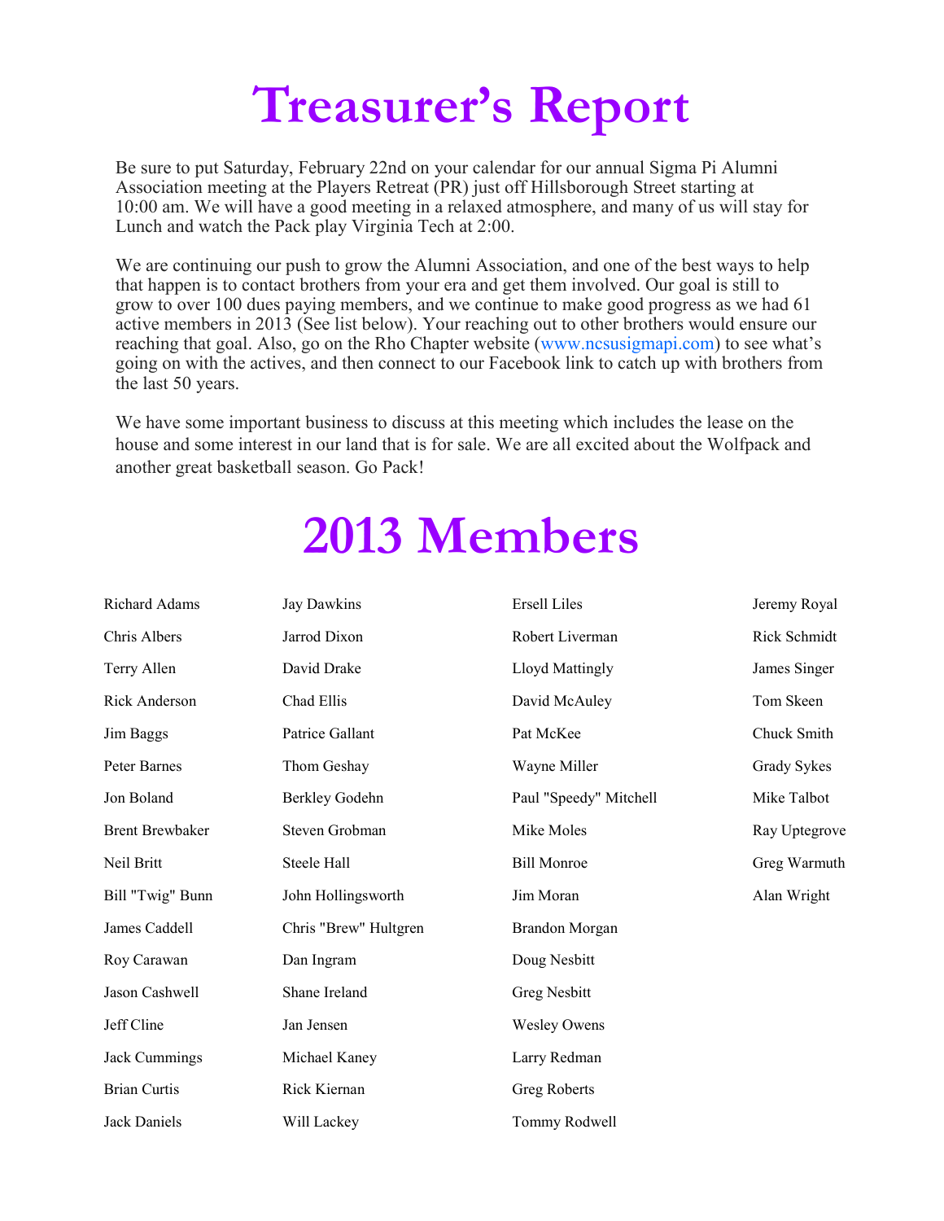# Treasurer's Report

Be sure to put Saturday, February 22nd on your calendar for our annual Sigma Pi Alumni Association meeting at the Players Retreat (PR) just off Hillsborough Street starting at 10:00 am. We will have a good meeting in a relaxed atmosphere, and many of us will stay for Lunch and watch the Pack play Virginia Tech at 2:00.

We are continuing our push to grow the Alumni Association, and one of the best ways to help that happen is to contact brothers from your era and get them involved. Our goal is still to grow to over 100 dues paying members, and we continue to make good progress as we had 61 active members in 2013 (See list below). Your reaching out to other brothers would ensure our reaching that goal. Also, go on the Rho Chapter website (www.ncsusigmapi.com) to see what's going on with the actives, and then connect to our Facebook link to catch up with brothers from the last 50 years.

We have some important business to discuss at this meeting which includes the lease on the house and some interest in our land that is for sale. We are all excited about the Wolfpack and another great basketball season. Go Pack!

# 2013 Members

Richard Adams
Chris Albers
Terry Allen
Rick Anderson
Jim Baggs
Peter Barnes
Jon Boland
Brent Brewbaker
Neil Britt
Bill "Twig" Bunn
James Caddell
Roy Carawan
Jason Cashwell
Jeff Cline
Jack Cummings
Brian Curtis
Jack Daniels
Jay Dawkins
Jarrod Dixon
David Drake
Chad Ellis
Patrice Gallant
Thom Geshay
Berkley Godehn
Steven Grobman
Steele Hall
John Hollingsworth
Chris "Brew" Hultgren
Dan Ingram
Shane Ireland
Jan Jensen
Michael Kaney
Rick Kiernan
Will Lackey
Ersell Liles
Robert Liverman
Lloyd Mattingly
David McAuley
Pat McKee
Wayne Miller
Paul "Speedy" Mitchell
Mike Moles
Bill Monroe
Jim Moran
Brandon Morgan
Doug Nesbitt
Greg Nesbitt
Wesley Owens
Larry Redman
Greg Roberts
Tommy Rodwell
Jeremy Royal
Rick Schmidt
James Singer
Tom Skeen
Chuck Smith
Grady Sykes
Mike Talbot
Ray Uptegrove
Greg Warmuth
Alan Wright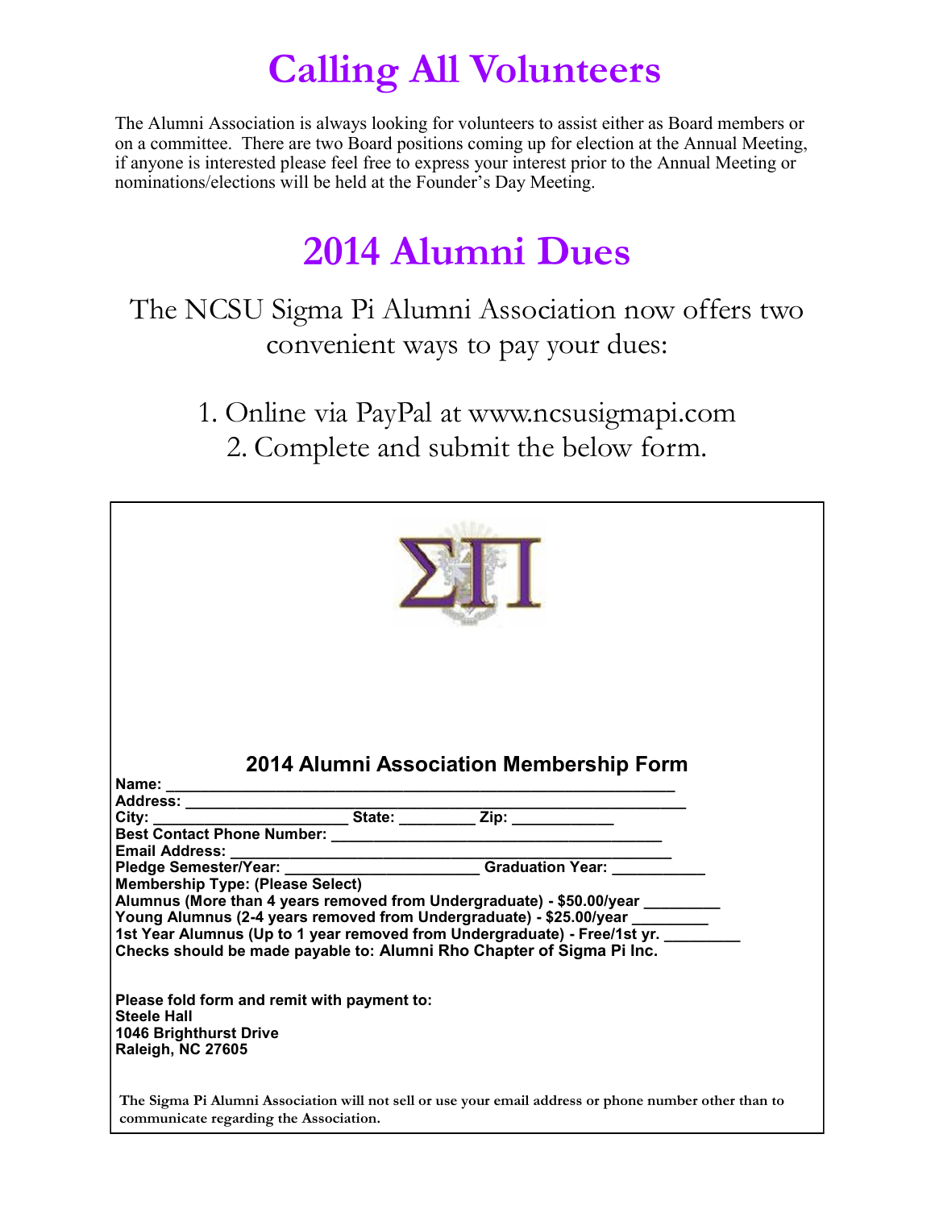# Calling All Volunteers

The Alumni Association is always looking for volunteers to assist either as Board members or on a committee. There are two Board positions coming up for election at the Annual Meeting, if anyone is interested please feel free to express your interest prior to the Annual Meeting or nominations/elections will be held at the Founder's Day Meeting.

# 2014 Alumni Dues

The NCSU Sigma Pi Alumni Association now offers two convenient ways to pay your dues:

1. Online via PayPal at www.ncsusigmapi.com
2. Complete and submit the below form.

## 2014 Alumni Association Membership Form

**Name:** ____________________________________________________________

**Address:** __________________________________________________________

**City:** ______________________ **State:** ________ **Zip:** ___________

**Best Contact Phone Number:** ______________________________________

**Email Address:** _____________________________________________

**Pledge Semester/Year:** ______________________ **Graduation Year:** __________

**Membership Type: (Please Select)**

**Alumnus (More than 4 years removed from Undergraduate) - $50.00/year** ________

**Young Alumnus (2-4 years removed from Undergraduate) - $25.00/year** ________

**1st Year Alumnus (Up to 1 year removed from Undergraduate) - Free/1st yr.** ________

**Checks should be made payable to: Alumni Rho Chapter of Sigma Pi Inc.**

**Please fold form and remit with payment to:**
**Steele Hall**
**1046 Brighthurst Drive**
**Raleigh, NC 27605**

**The Sigma Pi Alumni Association will not sell or use your email address or phone number other than to communicate regarding the Association.**